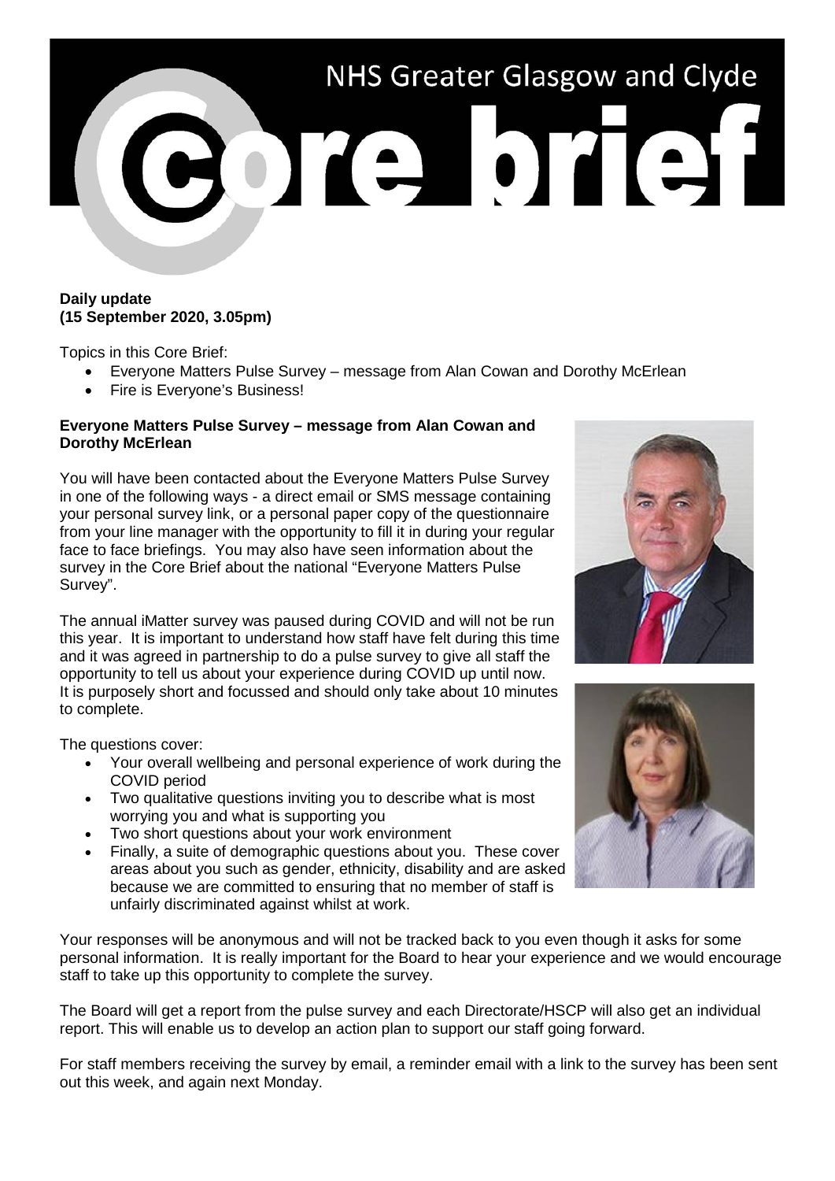# NHS Greater Glasgow and Clyde Core brief

**Daily update**
**(15 September 2020, 3.05pm)**

Topics in this Core Brief:

- Everyone Matters Pulse Survey – message from Alan Cowan and Dorothy McErlean
- Fire is Everyone's Business!

**Everyone Matters Pulse Survey – message from Alan Cowan and Dorothy McErlean**

You will have been contacted about the Everyone Matters Pulse Survey in one of the following ways - a direct email or SMS message containing your personal survey link, or a personal paper copy of the questionnaire from your line manager with the opportunity to fill it in during your regular face to face briefings. You may also have seen information about the survey in the Core Brief about the national "Everyone Matters Pulse Survey".

The annual iMatter survey was paused during COVID and will not be run this year. It is important to understand how staff have felt during this time and it was agreed in partnership to do a pulse survey to give all staff the opportunity to tell us about your experience during COVID up until now. It is purposely short and focussed and should only take about 10 minutes to complete.

The questions cover:

- Your overall wellbeing and personal experience of work during the COVID period
- Two qualitative questions inviting you to describe what is most worrying you and what is supporting you
- Two short questions about your work environment
- Finally, a suite of demographic questions about you. These cover areas about you such as gender, ethnicity, disability and are asked because we are committed to ensuring that no member of staff is unfairly discriminated against whilst at work.

Your responses will be anonymous and will not be tracked back to you even though it asks for some personal information. It is really important for the Board to hear your experience and we would encourage staff to take up this opportunity to complete the survey.

The Board will get a report from the pulse survey and each Directorate/HSCP will also get an individual report. This will enable us to develop an action plan to support our staff going forward.

For staff members receiving the survey by email, a reminder email with a link to the survey has been sent out this week, and again next Monday.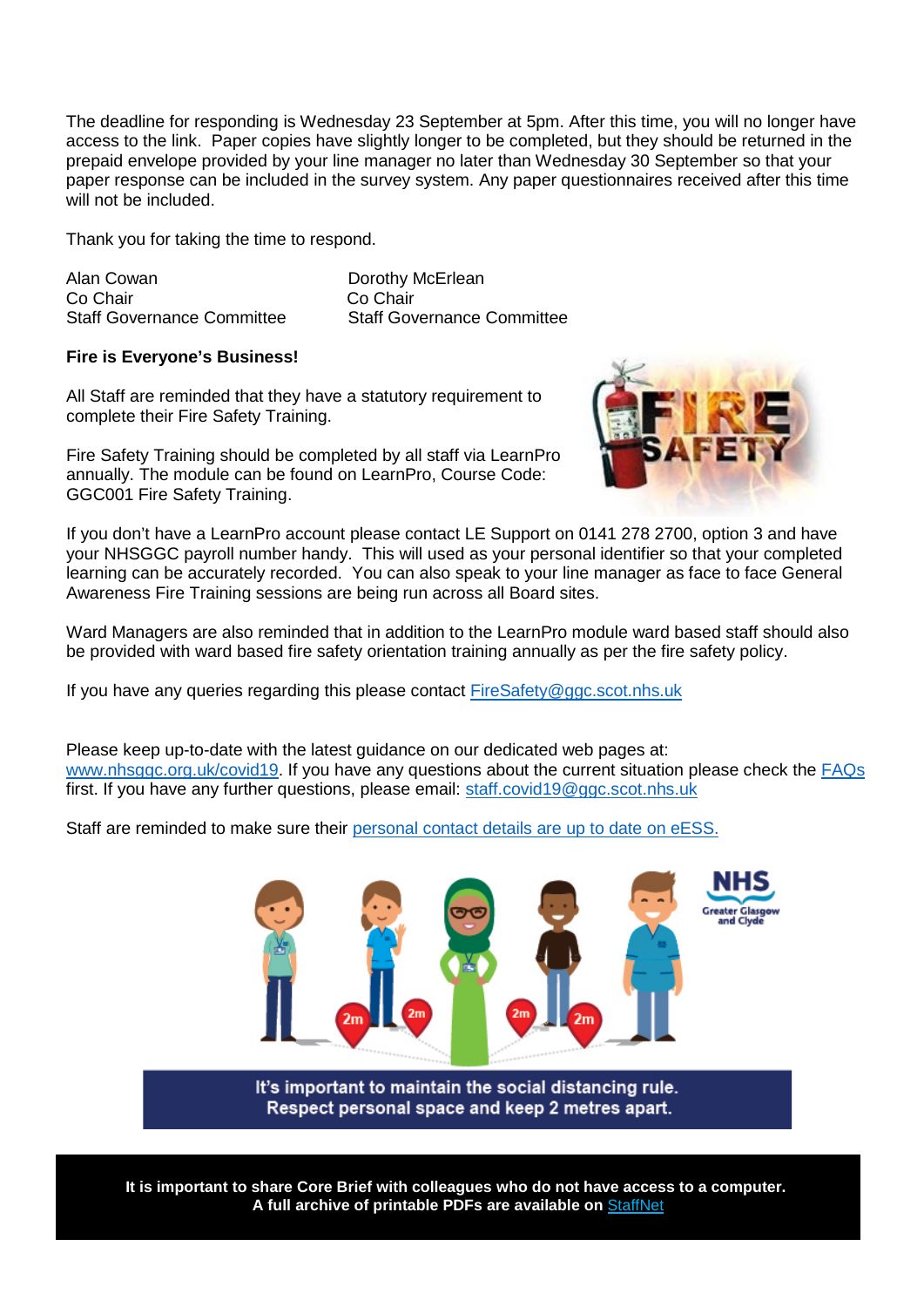The deadline for responding is Wednesday 23 September at 5pm. After this time, you will no longer have access to the link. Paper copies have slightly longer to be completed, but they should be returned in the prepaid envelope provided by your line manager no later than Wednesday 30 September so that your paper response can be included in the survey system. Any paper questionnaires received after this time will not be included.

Thank you for taking the time to respond.

Alan Cowan
Co Chair
Staff Governance Committee

Dorothy McErlean
Co Chair
Staff Governance Committee

**Fire is Everyone's Business!**

All Staff are reminded that they have a statutory requirement to complete their Fire Safety Training.

Fire Safety Training should be completed by all staff via LearnPro annually. The module can be found on LearnPro, Course Code: GGC001 Fire Safety Training.

If you don't have a LearnPro account please contact LE Support on 0141 278 2700, option 3 and have your NHSGGC payroll number handy. This will used as your personal identifier so that your completed learning can be accurately recorded. You can also speak to your line manager as face to face General Awareness Fire Training sessions are being run across all Board sites.

Ward Managers are also reminded that in addition to the LearnPro module ward based staff should also be provided with ward based fire safety orientation training annually as per the fire safety policy.

If you have any queries regarding this please contact FireSafety@ggc.scot.nhs.uk

Please keep up-to-date with the latest guidance on our dedicated web pages at: www.nhsggc.org.uk/covid19. If you have any questions about the current situation please check the FAQs first. If you have any further questions, please email: staff.covid19@ggc.scot.nhs.uk

Staff are reminded to make sure their personal contact details are up to date on eESS.

It's important to maintain the social distancing rule.
Respect personal space and keep 2 metres apart.

**It is important to share Core Brief with colleagues who do not have access to a computer.**
**A full archive of printable PDFs are available on StaffNet**